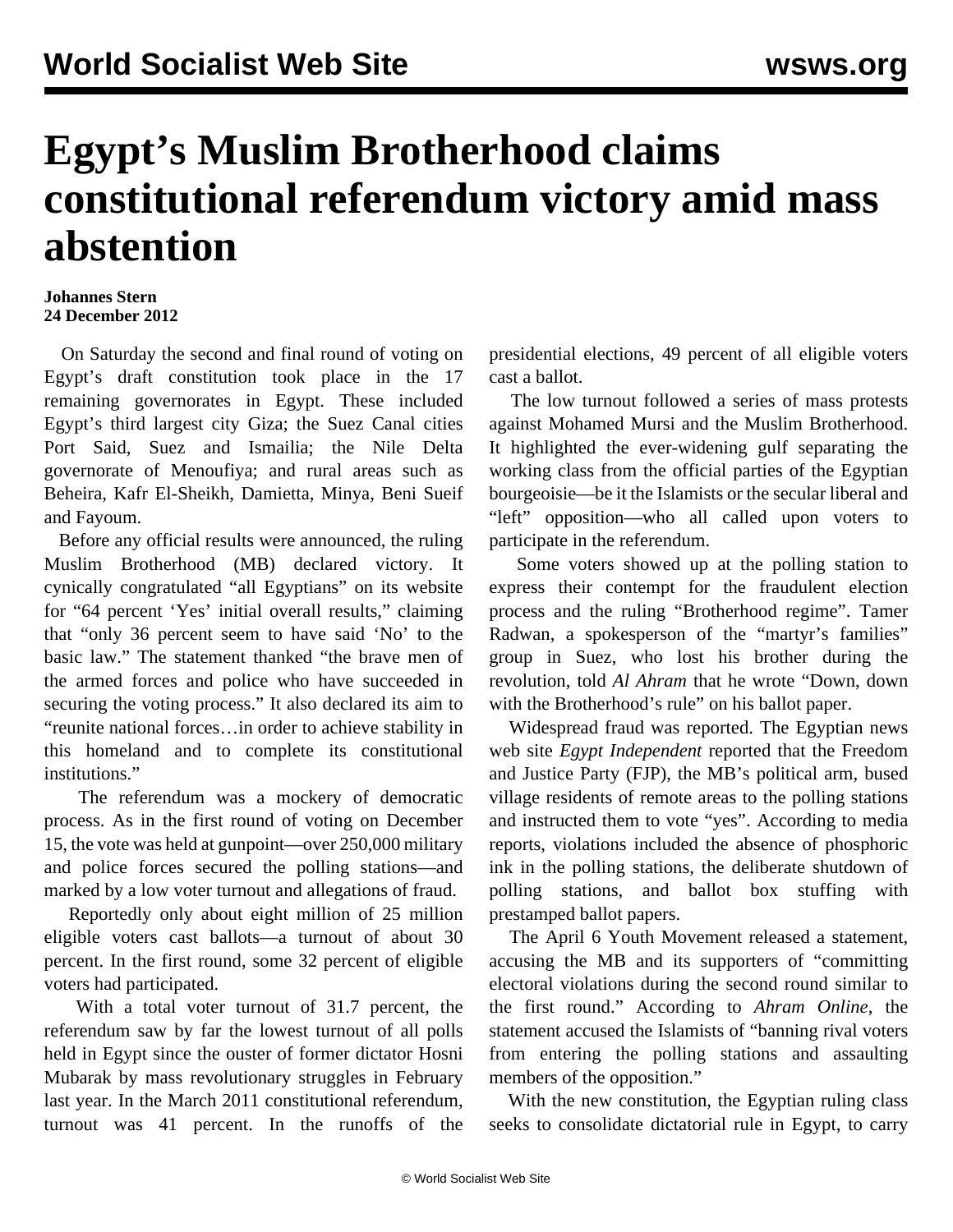# Egypt’s Muslim Brotherhood claims constitutional referendum victory amid mass abstention

**Johannes Stern**
**24 December 2012**

On Saturday the second and final round of voting on Egypt’s draft constitution took place in the 17 remaining governorates in Egypt. These included Egypt’s third largest city Giza; the Suez Canal cities Port Said, Suez and Ismailia; the Nile Delta governorate of Menoufiya; and rural areas such as Beheira, Kafr El-Sheikh, Damietta, Minya, Beni Sueif and Fayoum.

Before any official results were announced, the ruling Muslim Brotherhood (MB) declared victory. It cynically congratulated “all Egyptians” on its website for “64 percent ‘Yes’ initial overall results,” claiming that “only 36 percent seem to have said ‘No’ to the basic law.” The statement thanked “the brave men of the armed forces and police who have succeeded in securing the voting process.” It also declared its aim to “reunite national forces…in order to achieve stability in this homeland and to complete its constitutional institutions.”

The referendum was a mockery of democratic process. As in the first round of voting on December 15, the vote was held at gunpoint—over 250,000 military and police forces secured the polling stations—and marked by a low voter turnout and allegations of fraud.

Reportedly only about eight million of 25 million eligible voters cast ballots—a turnout of about 30 percent. In the first round, some 32 percent of eligible voters had participated.

With a total voter turnout of 31.7 percent, the referendum saw by far the lowest turnout of all polls held in Egypt since the ouster of former dictator Hosni Mubarak by mass revolutionary struggles in February last year. In the March 2011 constitutional referendum, turnout was 41 percent. In the runoffs of the presidential elections, 49 percent of all eligible voters cast a ballot.

The low turnout followed a series of mass protests against Mohamed Mursi and the Muslim Brotherhood. It highlighted the ever-widening gulf separating the working class from the official parties of the Egyptian bourgeoisie—be it the Islamists or the secular liberal and “left” opposition—who all called upon voters to participate in the referendum.

Some voters showed up at the polling station to express their contempt for the fraudulent election process and the ruling “Brotherhood regime”. Tamer Radwan, a spokesperson of the “martyr’s families” group in Suez, who lost his brother during the revolution, told *Al Ahram* that he wrote “Down, down with the Brotherhood’s rule” on his ballot paper.

Widespread fraud was reported. The Egyptian news web site *Egypt Independent* reported that the Freedom and Justice Party (FJP), the MB’s political arm, bused village residents of remote areas to the polling stations and instructed them to vote “yes”. According to media reports, violations included the absence of phosphoric ink in the polling stations, the deliberate shutdown of polling stations, and ballot box stuffing with prestamped ballot papers.

The April 6 Youth Movement released a statement, accusing the MB and its supporters of “committing electoral violations during the second round similar to the first round.” According to *Ahram Online*, the statement accused the Islamists of “banning rival voters from entering the polling stations and assaulting members of the opposition.”

With the new constitution, the Egyptian ruling class seeks to consolidate dictatorial rule in Egypt, to carry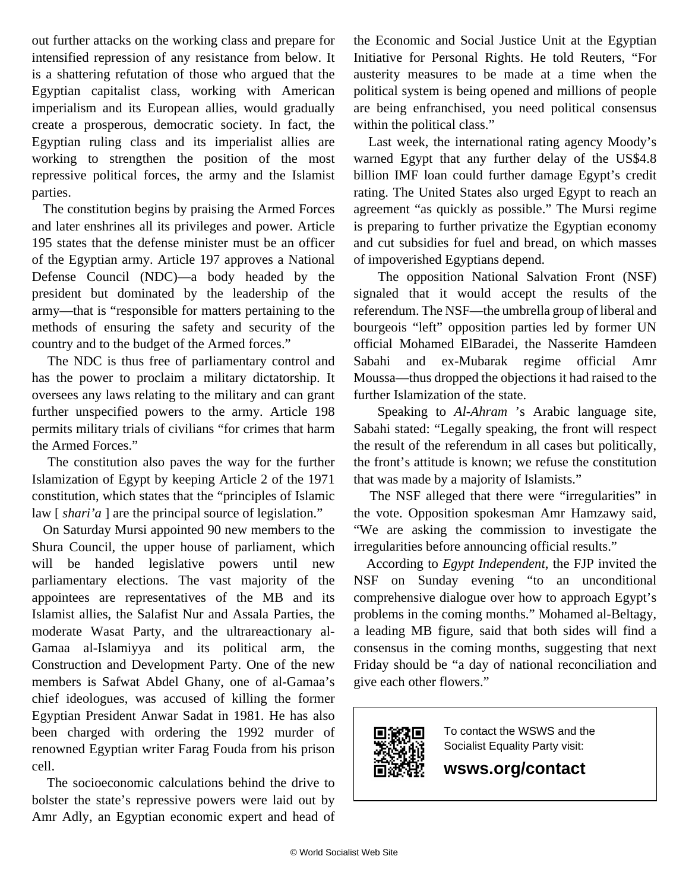out further attacks on the working class and prepare for intensified repression of any resistance from below. It is a shattering refutation of those who argued that the Egyptian capitalist class, working with American imperialism and its European allies, would gradually create a prosperous, democratic society. In fact, the Egyptian ruling class and its imperialist allies are working to strengthen the position of the most repressive political forces, the army and the Islamist parties.

The constitution begins by praising the Armed Forces and later enshrines all its privileges and power. Article 195 states that the defense minister must be an officer of the Egyptian army. Article 197 approves a National Defense Council (NDC)—a body headed by the president but dominated by the leadership of the army—that is "responsible for matters pertaining to the methods of ensuring the safety and security of the country and to the budget of the Armed forces."

The NDC is thus free of parliamentary control and has the power to proclaim a military dictatorship. It oversees any laws relating to the military and can grant further unspecified powers to the army. Article 198 permits military trials of civilians "for crimes that harm the Armed Forces."

The constitution also paves the way for the further Islamization of Egypt by keeping Article 2 of the 1971 constitution, which states that the "principles of Islamic law [ *shari'a* ] are the principal source of legislation."

On Saturday Mursi appointed 90 new members to the Shura Council, the upper house of parliament, which will be handed legislative powers until new parliamentary elections. The vast majority of the appointees are representatives of the MB and its Islamist allies, the Salafist Nur and Assala Parties, the moderate Wasat Party, and the ultrareactionary al-Gamaa al-Islamiyya and its political arm, the Construction and Development Party. One of the new members is Safwat Abdel Ghany, one of al-Gamaa's chief ideologues, was accused of killing the former Egyptian President Anwar Sadat in 1981. He has also been charged with ordering the 1992 murder of renowned Egyptian writer Farag Fouda from his prison cell.

The socioeconomic calculations behind the drive to bolster the state's repressive powers were laid out by Amr Adly, an Egyptian economic expert and head of the Economic and Social Justice Unit at the Egyptian Initiative for Personal Rights. He told Reuters, "For austerity measures to be made at a time when the political system is being opened and millions of people are being enfranchised, you need political consensus within the political class."

Last week, the international rating agency Moody's warned Egypt that any further delay of the US$4.8 billion IMF loan could further damage Egypt's credit rating. The United States also urged Egypt to reach an agreement "as quickly as possible." The Mursi regime is preparing to further privatize the Egyptian economy and cut subsidies for fuel and bread, on which masses of impoverished Egyptians depend.

The opposition National Salvation Front (NSF) signaled that it would accept the results of the referendum. The NSF—the umbrella group of liberal and bourgeois "left" opposition parties led by former UN official Mohamed ElBaradei, the Nasserite Hamdeen Sabahi and ex-Mubarak regime official Amr Moussa—thus dropped the objections it had raised to the further Islamization of the state.

Speaking to *Al-Ahram* 's Arabic language site, Sabahi stated: "Legally speaking, the front will respect the result of the referendum in all cases but politically, the front's attitude is known; we refuse the constitution that was made by a majority of Islamists."

The NSF alleged that there were "irregularities" in the vote. Opposition spokesman Amr Hamzawy said, "We are asking the commission to investigate the irregularities before announcing official results."

According to *Egypt Independent*, the FJP invited the NSF on Sunday evening "to an unconditional comprehensive dialogue over how to approach Egypt's problems in the coming months." Mohamed al-Beltagy, a leading MB figure, said that both sides will find a consensus in the coming months, suggesting that next Friday should be "a day of national reconciliation and give each other flowers."

To contact the WSWS and the Socialist Equality Party visit:

**wsws.org/contact**